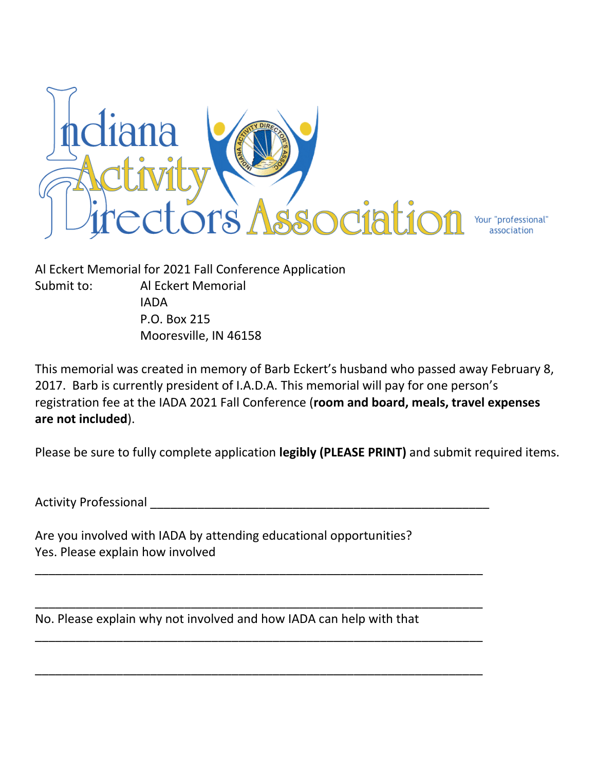# Indiana Activity Directors Association

Your "professional" association

Al Eckert Memorial for 2021 Fall Conference Application

Submit to: Al Eckert Memorial
IADA
P.O. Box 215
Mooresville, IN 46158

This memorial was created in memory of Barb Eckert's husband who passed away February 8, 2017. Barb is currently president of I.A.D.A. This memorial will pay for one person's registration fee at the IADA 2021 Fall Conference (**room and board, meals, travel expenses are not included**).

Please be sure to fully complete application **legibly (PLEASE PRINT)** and submit required items.

Activity Professional ____________________________________________________

Are you involved with IADA by attending educational opportunities?

Yes. Please explain how involved

_________________________________________________________________

_________________________________________________________________

No. Please explain why not involved and how IADA can help with that

_________________________________________________________________

_________________________________________________________________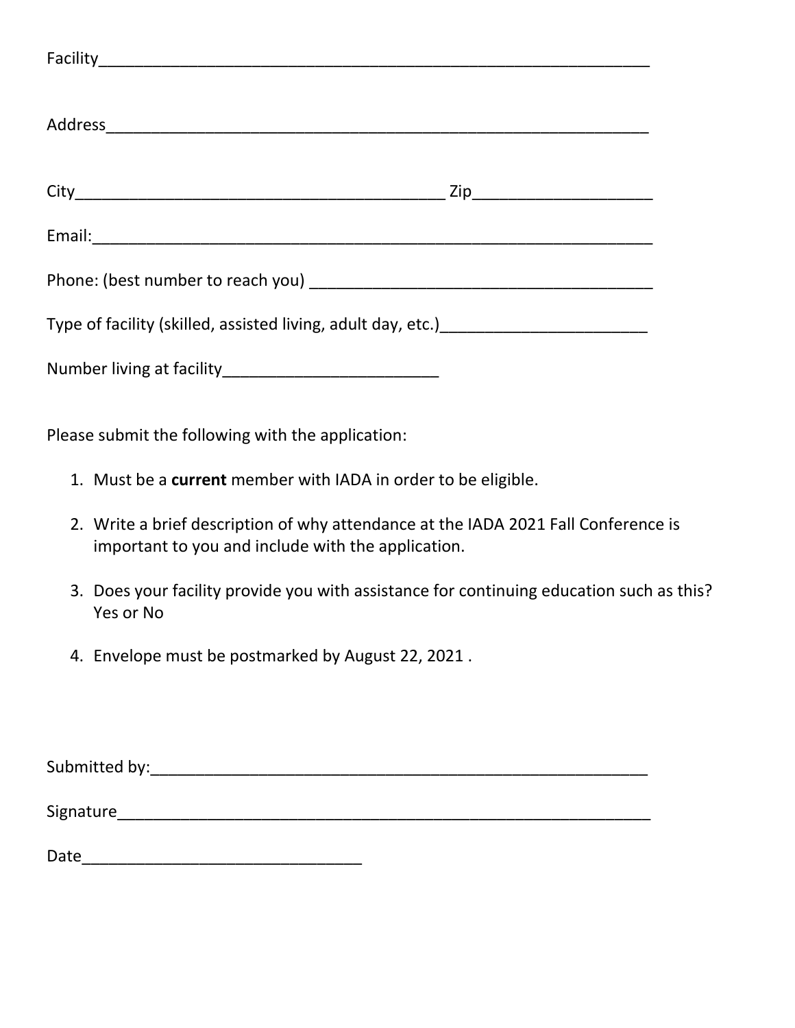Facility_______________________________________________________________

Address_______________________________________________________________

City_________________________________________ Zip____________________

Email:_________________________________________________________________

Phone: (best number to reach you) ______________________________________

Type of facility (skilled, assisted living, adult day, etc.)_______________________

Number living at facility________________________

Please submit the following with the application:

1. Must be a **current** member with IADA in order to be eligible.
2. Write a brief description of why attendance at the IADA 2021 Fall Conference is important to you and include with the application.
3. Does your facility provide you with assistance for continuing education such as this? Yes or No
4. Envelope must be postmarked by August 22, 2021 .

Submitted by:_________________________________________________________

Signature_____________________________________________________________

Date________________________________